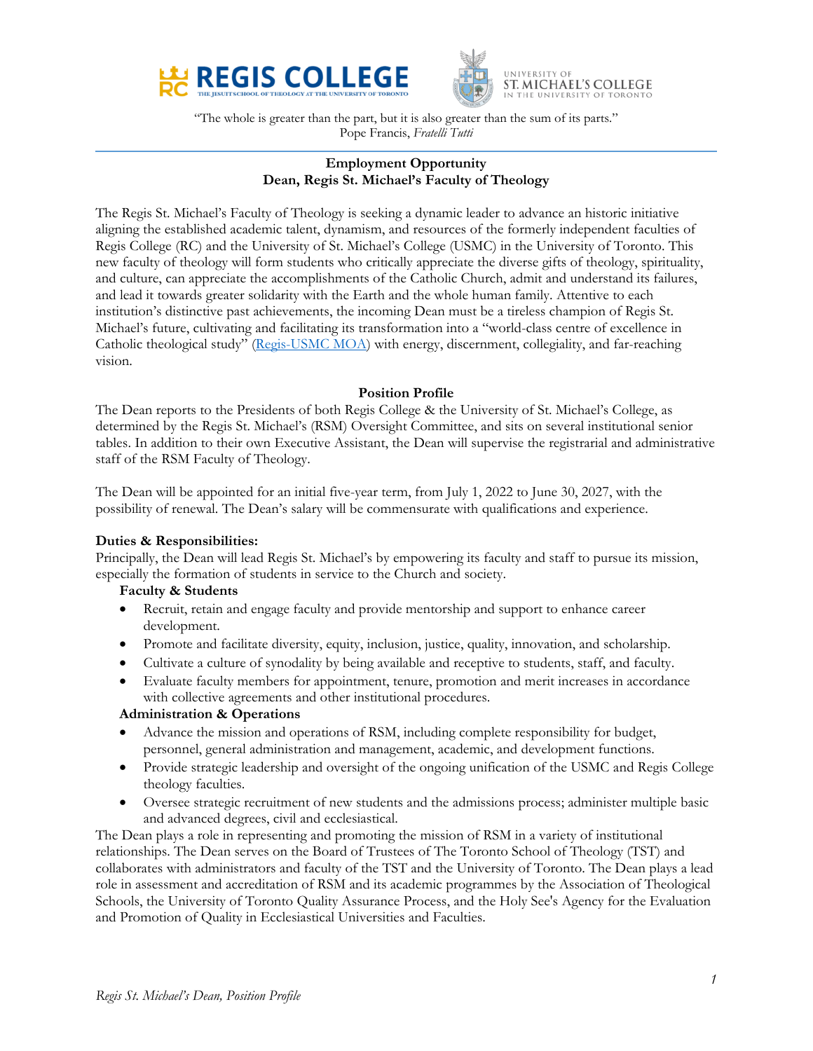“The whole is greater than the part, but it is also greater than the sum of its parts.”
Pope Francis, *Fratelli Tutti*

## Employment Opportunity
## Dean, Regis St. Michael’s Faculty of Theology

The Regis St. Michael’s Faculty of Theology is seeking a dynamic leader to advance an historic initiative aligning the established academic talent, dynamism, and resources of the formerly independent faculties of Regis College (RC) and the University of St. Michael’s College (USMC) in the University of Toronto. This new faculty of theology will form students who critically appreciate the diverse gifts of theology, spirituality, and culture, can appreciate the accomplishments of the Catholic Church, admit and understand its failures, and lead it towards greater solidarity with the Earth and the whole human family. Attentive to each institution’s distinctive past achievements, the incoming Dean must be a tireless champion of Regis St. Michael’s future, cultivating and facilitating its transformation into a “world-class centre of excellence in Catholic theological study” (Regis-USMC MOA) with energy, discernment, collegiality, and far-reaching vision.

### Position Profile

The Dean reports to the Presidents of both Regis College & the University of St. Michael’s College, as determined by the Regis St. Michael’s (RSM) Oversight Committee, and sits on several institutional senior tables. In addition to their own Executive Assistant, the Dean will supervise the registrarial and administrative staff of the RSM Faculty of Theology.

The Dean will be appointed for an initial five-year term, from July 1, 2022 to June 30, 2027, with the possibility of renewal. The Dean’s salary will be commensurate with qualifications and experience.

**Duties & Responsibilities:**

Principally, the Dean will lead Regis St. Michael’s by empowering its faculty and staff to pursue its mission, especially the formation of students in service to the Church and society.

**Faculty & Students**

- Recruit, retain and engage faculty and provide mentorship and support to enhance career development.
- Promote and facilitate diversity, equity, inclusion, justice, quality, innovation, and scholarship.
- Cultivate a culture of synodality by being available and receptive to students, staff, and faculty.
- Evaluate faculty members for appointment, tenure, promotion and merit increases in accordance with collective agreements and other institutional procedures.

**Administration & Operations**

- Advance the mission and operations of RSM, including complete responsibility for budget, personnel, general administration and management, academic, and development functions.
- Provide strategic leadership and oversight of the ongoing unification of the USMC and Regis College theology faculties.
- Oversee strategic recruitment of new students and the admissions process; administer multiple basic and advanced degrees, civil and ecclesiastical.

The Dean plays a role in representing and promoting the mission of RSM in a variety of institutional relationships. The Dean serves on the Board of Trustees of The Toronto School of Theology (TST) and collaborates with administrators and faculty of the TST and the University of Toronto. The Dean plays a lead role in assessment and accreditation of RSM and its academic programmes by the Association of Theological Schools, the University of Toronto Quality Assurance Process, and the Holy See's Agency for the Evaluation and Promotion of Quality in Ecclesiastical Universities and Faculties.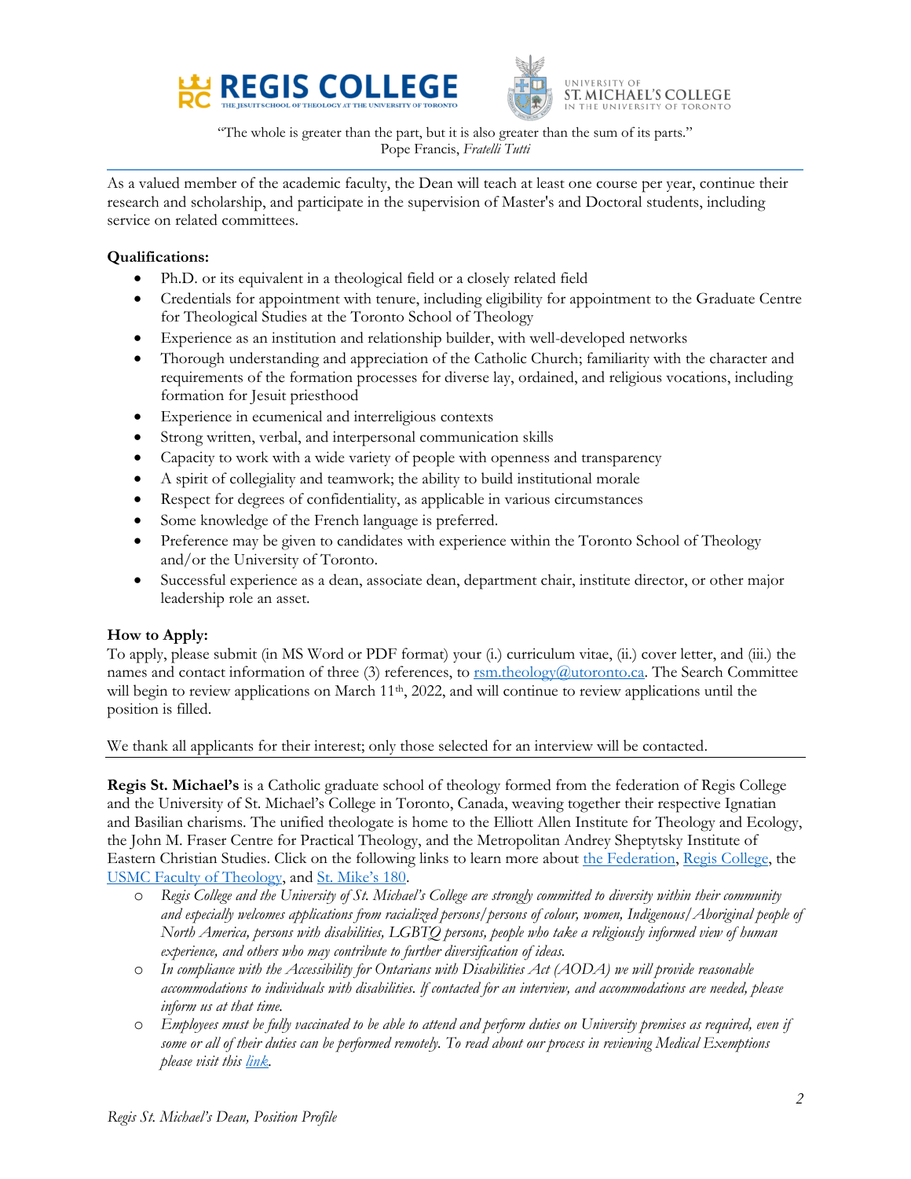“The whole is greater than the part, but it is also greater than the sum of its parts.”
Pope Francis, *Fratelli Tutti*

As a valued member of the academic faculty, the Dean will teach at least one course per year, continue their research and scholarship, and participate in the supervision of Master's and Doctoral students, including service on related committees.

**Qualifications:**

- Ph.D. or its equivalent in a theological field or a closely related field
- Credentials for appointment with tenure, including eligibility for appointment to the Graduate Centre for Theological Studies at the Toronto School of Theology
- Experience as an institution and relationship builder, with well-developed networks
- Thorough understanding and appreciation of the Catholic Church; familiarity with the character and requirements of the formation processes for diverse lay, ordained, and religious vocations, including formation for Jesuit priesthood
- Experience in ecumenical and interreligious contexts
- Strong written, verbal, and interpersonal communication skills
- Capacity to work with a wide variety of people with openness and transparency
- A spirit of collegiality and teamwork; the ability to build institutional morale
- Respect for degrees of confidentiality, as applicable in various circumstances
- Some knowledge of the French language is preferred.
- Preference may be given to candidates with experience within the Toronto School of Theology and/or the University of Toronto.
- Successful experience as a dean, associate dean, department chair, institute director, or other major leadership role an asset.

**How to Apply:**

To apply, please submit (in MS Word or PDF format) your (i.) curriculum vitae, (ii.) cover letter, and (iii.) the names and contact information of three (3) references, to rsm.theology@utoronto.ca. The Search Committee will begin to review applications on March 11th, 2022, and will continue to review applications until the position is filled.

We thank all applicants for their interest; only those selected for an interview will be contacted.

**Regis St. Michael's** is a Catholic graduate school of theology formed from the federation of Regis College and the University of St. Michael's College in Toronto, Canada, weaving together their respective Ignatian and Basilian charisms. The unified theologate is home to the Elliott Allen Institute for Theology and Ecology, the John M. Fraser Centre for Practical Theology, and the Metropolitan Andrey Sheptytsky Institute of Eastern Christian Studies. Click on the following links to learn more about the Federation, Regis College, the USMC Faculty of Theology, and St. Mike's 180.

- *Regis College and the University of St. Michael's College are strongly committed to diversity within their community and especially welcomes applications from racialized persons/persons of colour, women, Indigenous/Aboriginal people of North America, persons with disabilities, LGBTQ persons, people who take a religiously informed view of human experience, and others who may contribute to further diversification of ideas.*
- *In compliance with the Accessibility for Ontarians with Disabilities Act (AODA) we will provide reasonable accommodations to individuals with disabilities. If contacted for an interview, and accommodations are needed, please inform us at that time.*
- *Employees must be fully vaccinated to be able to attend and perform duties on University premises as required, even if some or all of their duties can be performed remotely. To read about our process in reviewing Medical Exemptions please visit this link.*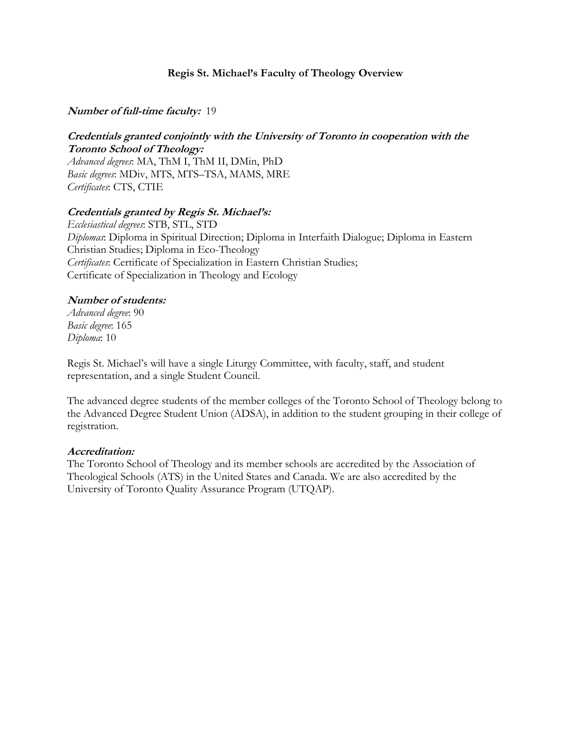# Regis St. Michael's Faculty of Theology Overview

***Number of full-time faculty:*** 19

***Credentials granted conjointly with the University of Toronto in cooperation with the Toronto School of Theology:***
*Advanced degrees*: MA, ThM I, ThM II, DMin, PhD
*Basic degrees*: MDiv, MTS, MTS–TSA, MAMS, MRE
*Certificates*: CTS, CTIE

***Credentials granted by Regis St. Michael's:***
*Ecclesiastical degrees*: STB, STL, STD
*Diplomas*: Diploma in Spiritual Direction; Diploma in Interfaith Dialogue; Diploma in Eastern Christian Studies; Diploma in Eco-Theology
*Certificates*: Certificate of Specialization in Eastern Christian Studies; Certificate of Specialization in Theology and Ecology

***Number of students:***
*Advanced degree*: 90
*Basic degree*: 165
*Diploma*: 10

Regis St. Michael's will have a single Liturgy Committee, with faculty, staff, and student representation, and a single Student Council.

The advanced degree students of the member colleges of the Toronto School of Theology belong to the Advanced Degree Student Union (ADSA), in addition to the student grouping in their college of registration.

***Accreditation:***
The Toronto School of Theology and its member schools are accredited by the Association of Theological Schools (ATS) in the United States and Canada. We are also accredited by the University of Toronto Quality Assurance Program (UTQAP).